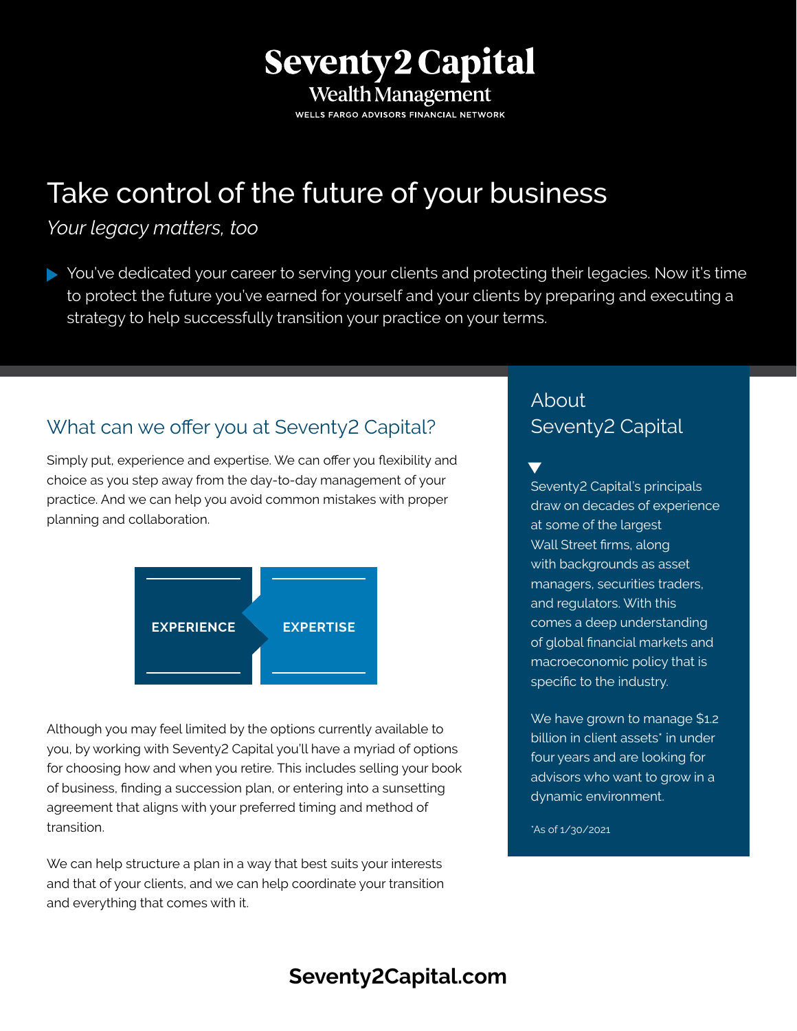# Seventy2 Capital

**Wealth Management**

WELLS FARGO ADVISORS FINANCIAL NETWORK

# Take control of the future of your business

*Your legacy matters, too*

You've dedicated your career to serving your clients and protecting their legacies. Now it's time to protect the future you've earned for yourself and your clients by preparing and executing a strategy to help successfully transition your practice on your terms.

## What can we offer you at Seventy2 Capital?

Simply put, experience and expertise. We can offer you flexibility and choice as you step away from the day-to-day management of your practice. And we can help you avoid common mistakes with proper planning and collaboration.

**EXPERIENCE** | **EXPERTISE**

Although you may feel limited by the options currently available to you, by working with Seventy2 Capital you'll have a myriad of options for choosing how and when you retire. This includes selling your book of business, finding a succession plan, or entering into a sunsetting agreement that aligns with your preferred timing and method of transition.

We can help structure a plan in a way that best suits your interests and that of your clients, and we can help coordinate your transition and everything that comes with it.

## About Seventy2 Capital

Seventy2 Capital's principals draw on decades of experience at some of the largest Wall Street firms, along with backgrounds as asset managers, securities traders, and regulators. With this comes a deep understanding of global financial markets and macroeconomic policy that is specific to the industry.

We have grown to manage $1.2 billion in client assets* in under four years and are looking for advisors who want to grow in a dynamic environment.

*As of 1/30/2021

**Seventy2Capital.com**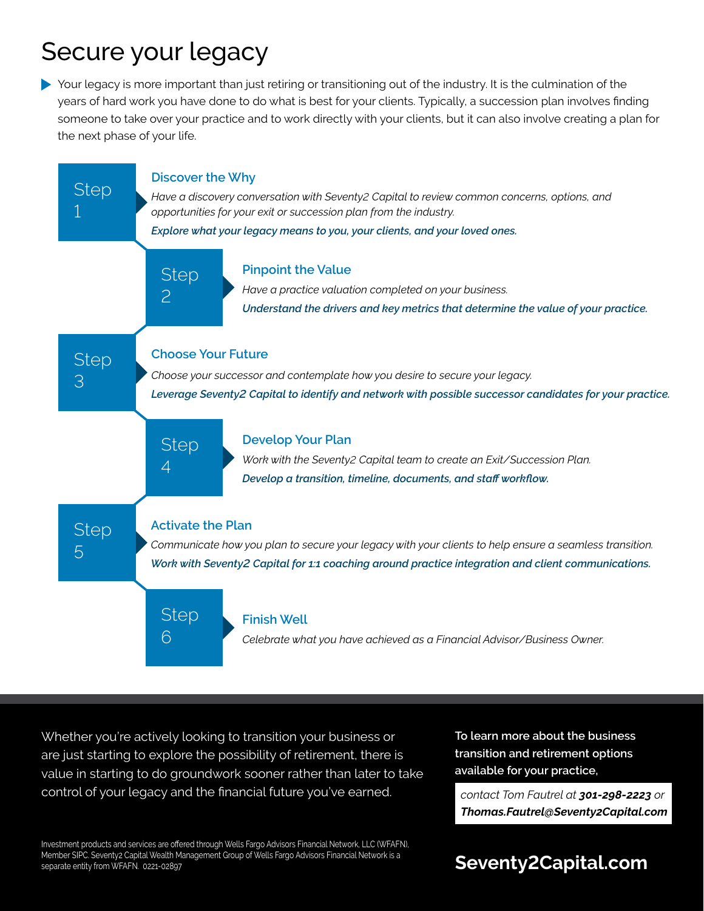# Secure your legacy

Your legacy is more important than just retiring or transitioning out of the industry. It is the culmination of the years of hard work you have done to do what is best for your clients. Typically, a succession plan involves finding someone to take over your practice and to work directly with your clients, but it can also involve creating a plan for the next phase of your life.

## Step 1

### Discover the Why

*Have a discovery conversation with Seventy2 Capital to review common concerns, options, and opportunities for your exit or succession plan from the industry.*

***Explore what your legacy means to you, your clients, and your loved ones.***

## Step 2

### Pinpoint the Value

*Have a practice valuation completed on your business.*

***Understand the drivers and key metrics that determine the value of your practice.***

## Step 3

### Choose Your Future

*Choose your successor and contemplate how you desire to secure your legacy.*

***Leverage Seventy2 Capital to identify and network with possible successor candidates for your practice.***

## Step 4

### Develop Your Plan

*Work with the Seventy2 Capital team to create an Exit/Succession Plan.*

***Develop a transition, timeline, documents, and staff workflow.***

## Step 5

### Activate the Plan

*Communicate how you plan to secure your legacy with your clients to help ensure a seamless transition.*

***Work with Seventy2 Capital for 1:1 coaching around practice integration and client communications.***

## Step 6

### Finish Well

*Celebrate what you have achieved as a Financial Advisor/Business Owner.*

---

Whether you're actively looking to transition your business or are just starting to explore the possibility of retirement, there is value in starting to do groundwork sooner rather than later to take control of your legacy and the financial future you've earned.

**To learn more about the business transition and retirement options available for your practice,**

*contact Tom Fautrel at* ***301-298-2223*** *or* ***Thomas.Fautrel@Seventy2Capital.com***

**Seventy2Capital.com**

Investment products and services are offered through Wells Fargo Advisors Financial Network, LLC (WFAFN), Member SIPC. Seventy2 Capital Wealth Management Group of Wells Fargo Advisors Financial Network is a separate entity from WFAFN. 0221-02897